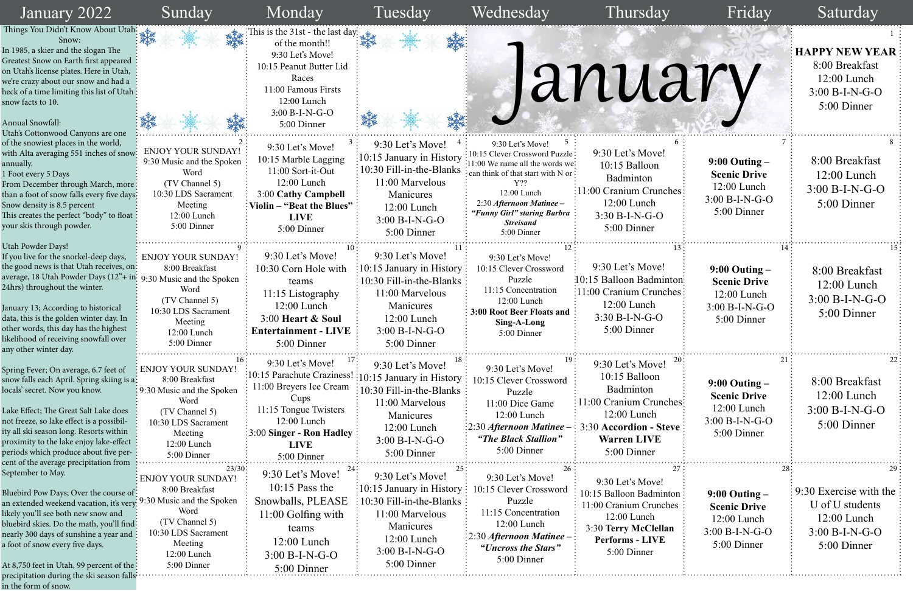# January 2022

## Things You Didn't Know About Utah Snow:

In 1985, a skier and the slogan The Greatest Snow on Earth first appeared on Utah's license plates. Here in Utah, we're crazy about our snow and had a heck of a time limiting this list of Utah snow facts to 10.

Annual Snowfall:
Utah's Cottonwood Canyons are one of the snowiest places in the world, with Alta averaging 551 inches of snow annually.
1 Foot every 5 Days
From December through March, more than a foot of snow falls every five days. Snow density is 8.5 percent
This creates the perfect "body" to float your skis through powder.

Utah Powder Days!
If you live for the snorkel-deep days, the good news is that Utah receives, on average, 18 Utah Powder Days (12"+ in 24hrs) throughout the winter.

January 13; According to historical data, this is the golden winter day. In other words, this day has the highest likelihood of receiving snowfall over any other winter day.

Spring Fever; On average, 6.7 feet of snow falls each April. Spring skiing is a locals' secret. Now you know.

Lake Effect; The Great Salt Lake does not freeze, so lake effect is a possibility all ski season long. Resorts within proximity to the lake enjoy lake-effect periods which produce about five percent of the average precipitation from September to May.

Bluebird Pow Days; Over the course of an extended weekend vacation, it's very likely you'll see both new snow and bluebird skies. Do the math, you'll find nearly 300 days of sunshine a year and a foot of snow every five days.

At 8,750 feet in Utah, 99 percent of the precipitation during the ski season falls in the form of snow.

| Sunday | Monday | Tuesday | Wednesday | Thursday | Friday | Saturday |
|---|---|---|---|---|---|---|
| | This is the 31st - the last day of the month!! 9:30 Let's Move! 10:15 Peanut Butter Lid Races 11:00 Famous Firsts 12:00 Lunch 3:00 B-I-N-G-O 5:00 Dinner | | January | | | 1 **HAPPY NEW YEAR** 8:00 Breakfast 12:00 Lunch 3:00 B-I-N-G-O 5:00 Dinner |
| 2 ENJOY YOUR SUNDAY! 9:30 Music and the Spoken Word (TV Channel 5) 10:30 LDS Sacrament Meeting 12:00 Lunch 5:00 Dinner | 3 9:30 Let's Move! 10:15 Marble Lagging 11:00 Sort-it-Out 12:00 Lunch 3:00 **Cathy Campbell Violin – "Beat the Blues" LIVE** 5:00 Dinner | 4 9:30 Let's Move! 10:15 January in History 10:30 Fill-in-the-Blanks 11:00 Marvelous Manicures 12:00 Lunch 3:00 B-I-N-G-O 5:00 Dinner | 5 9:30 Let's Move! 10:15 Clever Crossword Puzzle 11:00 We name all the words we can think of that start with N or Y?? 12:00 Lunch 2:30 ***Afternoon Matinee – "Funny Girl" staring Barbra Streisand*** 5:00 Dinner | 6 9:30 Let's Move! 10:15 Balloon Badminton 11:00 Cranium Crunches 12:00 Lunch 3:30 B-I-N-G-O 5:00 Dinner | 7 **9:00 Outing – Scenic Drive** 12:00 Lunch 3:00 B-I-N-G-O 5:00 Dinner | 8 8:00 Breakfast 12:00 Lunch 3:00 B-I-N-G-O 5:00 Dinner |
| 9 ENJOY YOUR SUNDAY! 8:00 Breakfast 9:30 Music and the Spoken Word (TV Channel 5) 10:30 LDS Sacrament Meeting 12:00 Lunch 5:00 Dinner | 10 9:30 Let's Move! 10:30 Corn Hole with teams 11:15 Listography 12:00 Lunch 3:00 **Heart & Soul Entertainment - LIVE** 5:00 Dinner | 11 9:30 Let's Move! 10:15 January in History 10:30 Fill-in-the-Blanks 11:00 Marvelous Manicures 12:00 Lunch 3:00 B-I-N-G-O 5:00 Dinner | 12 9:30 Let's Move! 10:15 Clever Crossword Puzzle 11:15 Concentration 12:00 Lunch **3:00 Root Beer Floats and Sing-A-Long** 5:00 Dinner | 13 9:30 Let's Move! 10:15 Balloon Badminton 11:00 Cranium Crunches 12:00 Lunch 3:30 B-I-N-G-O 5:00 Dinner | 14 **9:00 Outing – Scenic Drive** 12:00 Lunch 3:00 B-I-N-G-O 5:00 Dinner | 15 8:00 Breakfast 12:00 Lunch 3:00 B-I-N-G-O 5:00 Dinner |
| 16 ENJOY YOUR SUNDAY! 8:00 Breakfast 9:30 Music and the Spoken Word (TV Channel 5) 10:30 LDS Sacrament Meeting 12:00 Lunch 5:00 Dinner | 17 9:30 Let's Move! 10:15 Parachute Craziness! 11:00 Breyers Ice Cream Cups 11:15 Tongue Twisters 12:00 Lunch 3:00 **Singer - Ron Hadley LIVE** 5:00 Dinner | 18 9:30 Let's Move! 10:15 January in History 10:30 Fill-in-the-Blanks 11:00 Marvelous Manicures 12:00 Lunch 3:00 B-I-N-G-O 5:00 Dinner | 19 9:30 Let's Move! 10:15 Clever Crossword Puzzle 11:00 Dice Game 12:00 Lunch 2:30 ***Afternoon Matinee – "The Black Stallion"*** 5:00 Dinner | 20 9:30 Let's Move! 10:15 Balloon Badminton 11:00 Cranium Crunches 12:00 Lunch 3:30 **Accordion - Steve Warren LIVE** 5:00 Dinner | 21 **9:00 Outing – Scenic Drive** 12:00 Lunch 3:00 B-I-N-G-O 5:00 Dinner | 22 8:00 Breakfast 12:00 Lunch 3:00 B-I-N-G-O 5:00 Dinner |
| 23/30 ENJOY YOUR SUNDAY! 8:00 Breakfast 9:30 Music and the Spoken Word (TV Channel 5) 10:30 LDS Sacrament Meeting 12:00 Lunch 5:00 Dinner | 24 9:30 Let's Move! 10:15 Pass the Snowballs, PLEASE 11:00 Golfing with teams 12:00 Lunch 3:00 B-I-N-G-O 5:00 Dinner | 25 9:30 Let's Move! 10:15 January in History 10:30 Fill-in-the-Blanks 11:00 Marvelous Manicures 12:00 Lunch 3:00 B-I-N-G-O 5:00 Dinner | 26 9:30 Let's Move! 10:15 Clever Crossword Puzzle 11:15 Concentration 12:00 Lunch 2:30 ***Afternoon Matinee – "Uncross the Stars"*** 5:00 Dinner | 27 9:30 Let's Move! 10:15 Balloon Badminton 11:00 Cranium Crunches 12:00 Lunch 3:30 **Terry McClellan Performs - LIVE** 5:00 Dinner | 28 **9:00 Outing – Scenic Drive** 12:00 Lunch 3:00 B-I-N-G-O 5:00 Dinner | 29 9:30 Exercise with the U of U students 12:00 Lunch 3:00 B-I-N-G-O 5:00 Dinner |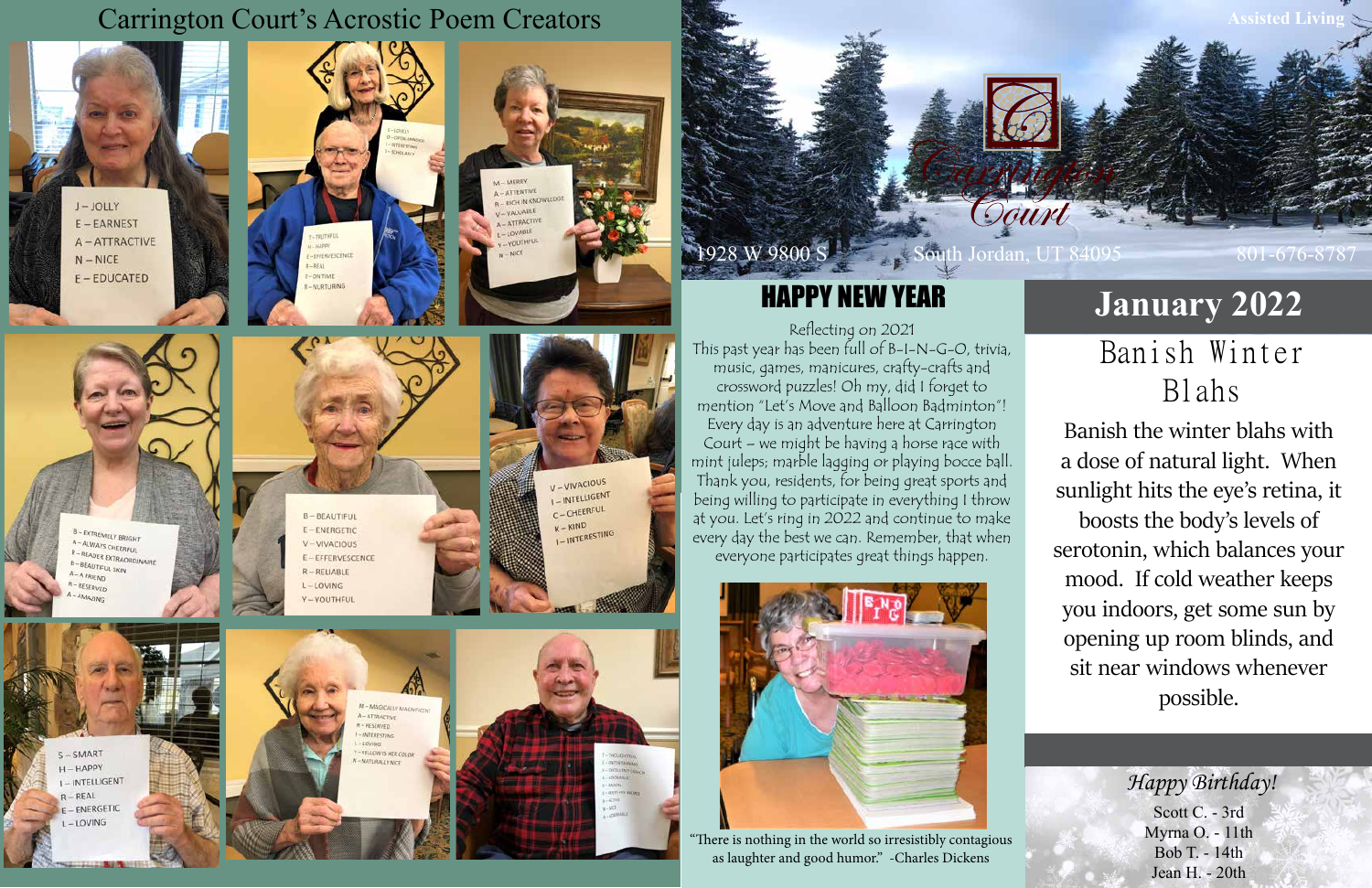# Carrington Court's Acrostic Poem Creators

J – JOLLY
E – EARNEST
A – ATTRACTIVE
N – NICE
E – EDUCATED

L – LOVELY
O – OPEN-MINDED
I – INTERESTING
S – SCHOLARLY

T – TRUTHFUL
H – HAPPY
E – EFFERVESCENCE
R – REAL
O – ON TIME
N – NURTURING

M – MERRY
A – ATTENTIVE
R – RICH IN KNOWLEDGE
V – VALUABLE
A – ATTRACTIVE
L – LOVABLE
Y – YOUTHFUL
N – NICE

B – EXTREMELY BRIGHT
A – ALWAYS CHEERFUL
R – READER EXTRAORDINAIRE
B – BEAUTIFUL SKIN
A – A FRIEND
R – RESERVED
A – AMAZING

B – BEAUTIFUL
E – ENERGETIC
V – VIVACIOUS
E – EFFERVESCENCE
R – RELIABLE
L – LOVING
Y – YOUTHFUL

V – VIVACIOUS
I – INTELLIGENT
C – CHEERFUL
K – KIND
I – INTERESTING

S – SMART
H – HAPPY
I – INTELLIGENT
R – REAL
E – ENERGETIC
L – LOVING

M – MAGICALLY MAGNIFICENT
A – ATTRACTIVE
R – RESERVED
I – INTERESTING
L – LOVING
Y – YELLOW IS HER COLOR
N – NATURALLY NICE

T – THOUGHTFUL
E – ENTERTAINING
D – EXCELLENT DANCER
L – LOVEABLE
E – ...
S – ...
E – ...
R – ACTIVE
G – ...
A – ADORABLE

Assisted Living

Carrington Court

1928 W 9800 S South Jordan, UT 84095 801-676-8787

## HAPPY NEW YEAR

Reflecting on 2021

This past year has been full of B-I-N-G-O, trivia, music, games, manicures, crafty-crafts and crossword puzzles! Oh my, did I forget to mention "Let's Move and Balloon Badminton"! Every day is an adventure here at Carrington Court – we might be having a horse race with mint juleps; marble lagging or playing bocce ball. Thank you, residents, for being great sports and being willing to participate in everything I throw at you. Let's ring in 2022 and continue to make every day the best we can. Remember, that when everyone participates great things happen.

"There is nothing in the world so irresistibly contagious as laughter and good humor." -Charles Dickens

## January 2022

### Banish Winter Blahs

Banish the winter blahs with a dose of natural light. When sunlight hits the eye's retina, it boosts the body's levels of serotonin, which balances your mood. If cold weather keeps you indoors, get some sun by opening up room blinds, and sit near windows whenever possible.

*Happy Birthday!*

Scott C. - 3rd
Myrna O. - 11th
Bob T. - 14th
Jean H. - 20th